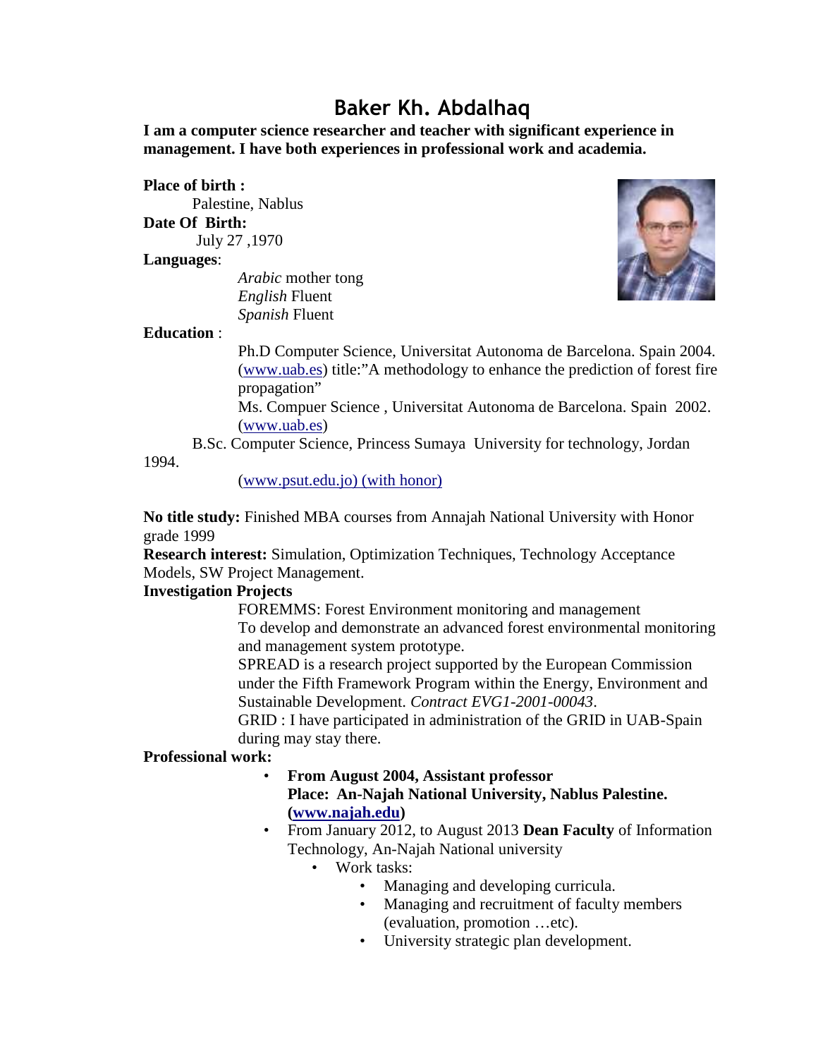# Baker Kh. Abdalhaq

**I am a computer science researcher and teacher with significant experience in management. I have both experiences in professional work and academia.**

**Place of birth :**

Palestine, Nablus

**Date Of Birth:**

July 27 ,1970

**Languages**:

*Arabic* mother tong
*English* Fluent
*Spanish* Fluent

**Education** :

Ph.D Computer Science, Universitat Autonoma de Barcelona. Spain 2004. (www.uab.es) title:"A methodology to enhance the prediction of forest fire propagation"

Ms. Compuer Science , Universitat Autonoma de Barcelona. Spain 2002. (www.uab.es)

B.Sc. Computer Science, Princess Sumaya University for technology, Jordan 1994.

(www.psut.edu.jo) (with honor)

**No title study:** Finished MBA courses from Annajah National University with Honor grade 1999

**Research interest:** Simulation, Optimization Techniques, Technology Acceptance Models, SW Project Management.

**Investigation Projects**

FOREMMS: Forest Environment monitoring and management
To develop and demonstrate an advanced forest environmental monitoring and management system prototype.

SPREAD is a research project supported by the European Commission under the Fifth Framework Program within the Energy, Environment and Sustainable Development. *Contract EVG1-2001-00043*.

GRID : I have participated in administration of the GRID in UAB-Spain during may stay there.

**Professional work:**

- **From August 2004, Assistant professor**
  **Place: An-Najah National University, Nablus Palestine. (www.najah.edu)**
- From January 2012, to August 2013 **Dean Faculty** of Information Technology, An-Najah National university
  - Work tasks:
    - Managing and developing curricula.
    - Managing and recruitment of faculty members (evaluation, promotion …etc).
    - University strategic plan development.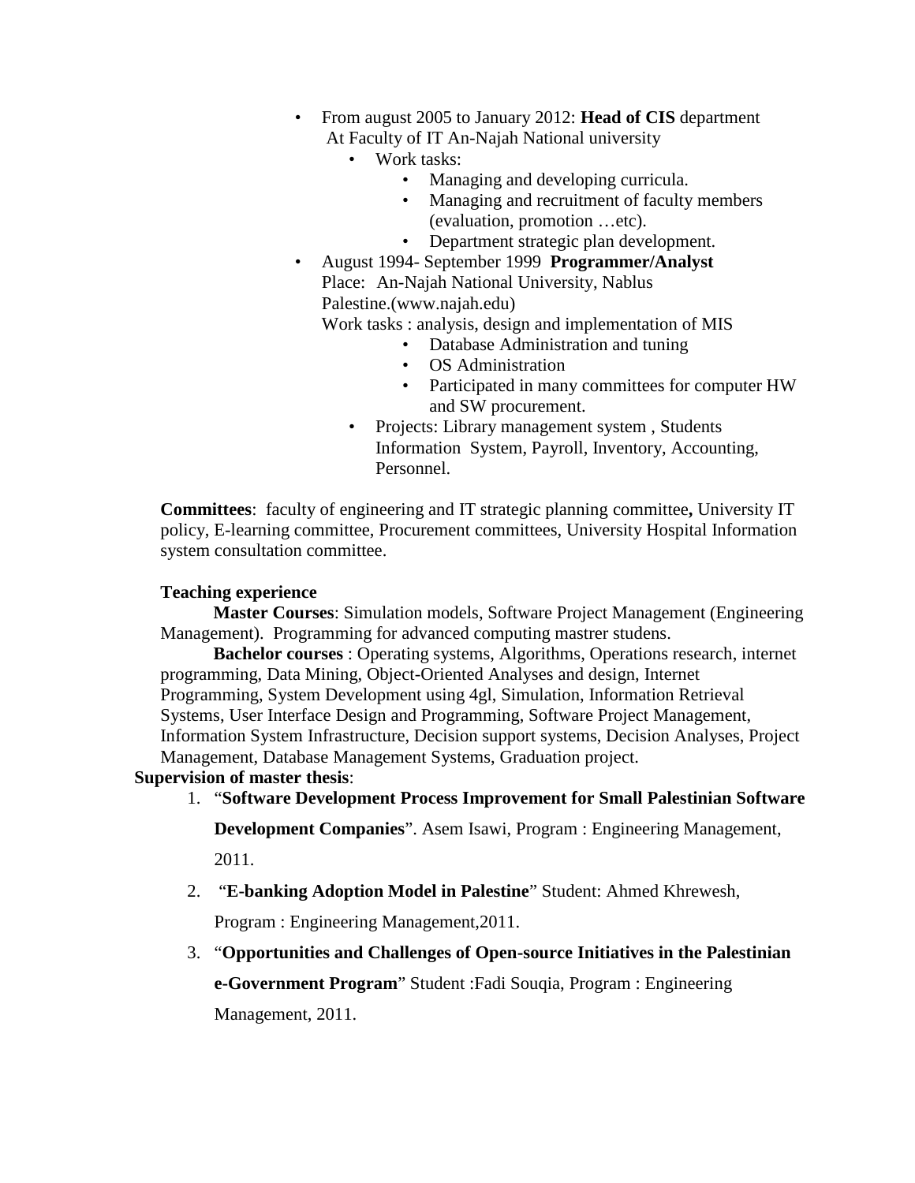- From august 2005 to January 2012: **Head of CIS** department At Faculty of IT An-Najah National university
  - Work tasks:
    - Managing and developing curricula.
    - Managing and recruitment of faculty members (evaluation, promotion …etc).
    - Department strategic plan development.
- August 1994- September 1999 **Programmer/Analyst**
  Place: An-Najah National University, Nablus Palestine.(www.najah.edu)
  Work tasks : analysis, design and implementation of MIS
    - Database Administration and tuning
    - OS Administration
    - Participated in many committees for computer HW and SW procurement.
  - Projects: Library management system , Students Information System, Payroll, Inventory, Accounting, Personnel.

**Committees**: faculty of engineering and IT strategic planning committee**,** University IT policy, E-learning committee, Procurement committees, University Hospital Information system consultation committee.

**Teaching experience**

**Master Courses**: Simulation models, Software Project Management (Engineering Management). Programming for advanced computing mastrer studens.

**Bachelor courses** : Operating systems, Algorithms, Operations research, internet programming, Data Mining, Object-Oriented Analyses and design, Internet Programming, System Development using 4gl, Simulation, Information Retrieval Systems, User Interface Design and Programming, Software Project Management, Information System Infrastructure, Decision support systems, Decision Analyses, Project Management, Database Management Systems, Graduation project.

**Supervision of master thesis**:

1. "**Software Development Process Improvement for Small Palestinian Software Development Companies**". Asem Isawi, Program : Engineering Management, 2011.
2. "**E-banking Adoption Model in Palestine**" Student: Ahmed Khrewesh, Program : Engineering Management,2011.
3. "**Opportunities and Challenges of Open-source Initiatives in the Palestinian e-Government Program**" Student :Fadi Souqia, Program : Engineering Management, 2011.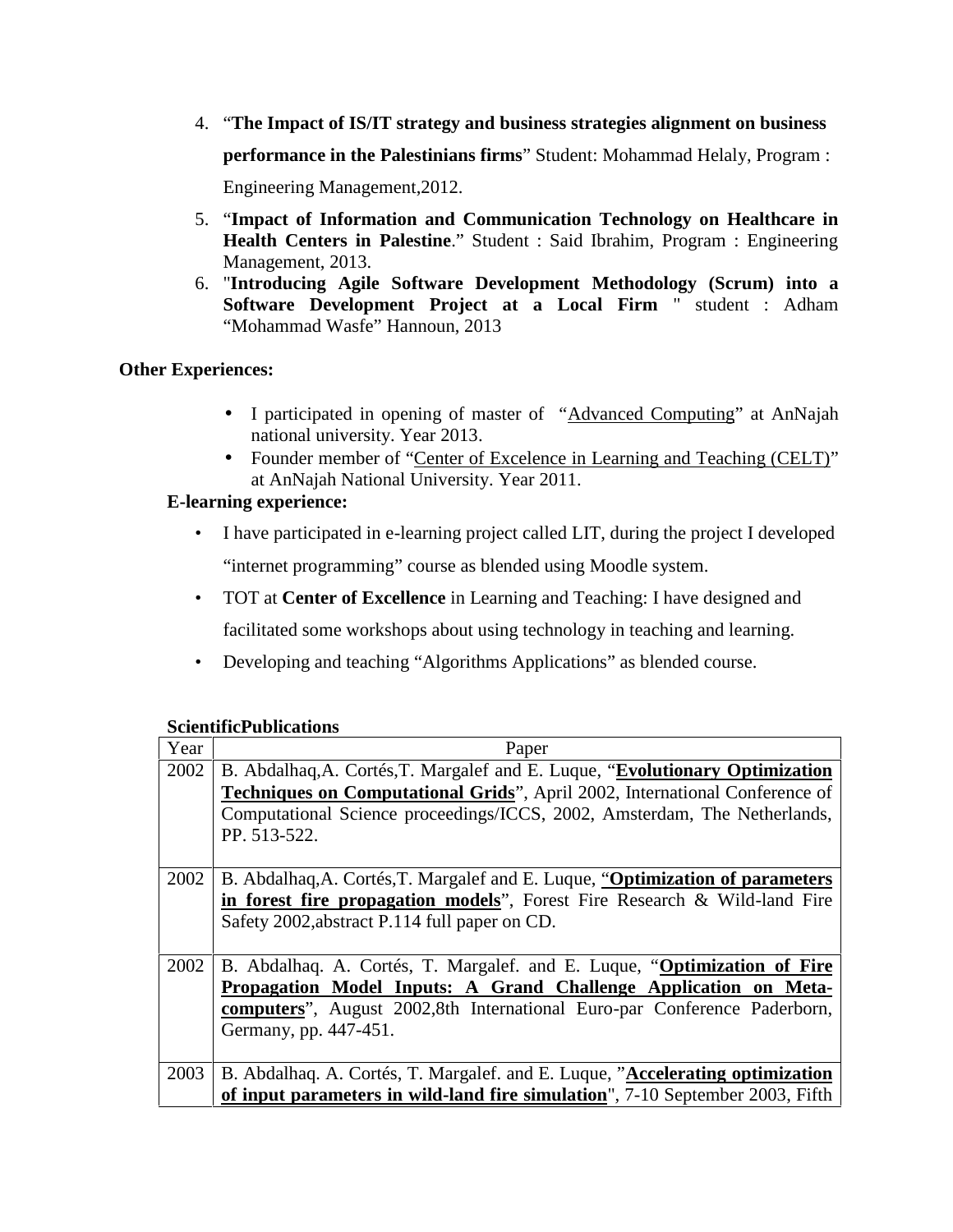4. "**The Impact of IS/IT strategy and business strategies alignment on business performance in the Palestinians firms**" Student: Mohammad Helaly, Program : Engineering Management,2012.
5. "**Impact of Information and Communication Technology on Healthcare in Health Centers in Palestine**." Student : Said Ibrahim, Program : Engineering Management, 2013.
6. "**Introducing Agile Software Development Methodology (Scrum) into a Software Development Project at a Local Firm** " student : Adham "Mohammad Wasfe" Hannoun, 2013

**Other Experiences:**

- I participated in opening of master of "Advanced Computing" at AnNajah national university. Year 2013.
- Founder member of "Center of Excelence in Learning and Teaching (CELT)" at AnNajah National University. Year 2011.

**E-learning experience:**

- I have participated in e-learning project called LIT, during the project I developed "internet programming" course as blended using Moodle system.
- TOT at **Center of Excellence** in Learning and Teaching: I have designed and facilitated some workshops about using technology in teaching and learning.
- Developing and teaching "Algorithms Applications" as blended course.

**ScientificPublications**

| Year | Paper |
|---|---|
| 2002 | B. Abdalhaq,A. Cortés,T. Margalef and E. Luque, "**Evolutionary Optimization Techniques on Computational Grids**", April 2002, International Conference of Computational Science proceedings/ICCS, 2002, Amsterdam, The Netherlands, PP. 513-522. |
| 2002 | B. Abdalhaq,A. Cortés,T. Margalef and E. Luque, "**Optimization of parameters in forest fire propagation models**", Forest Fire Research & Wild-land Fire Safety 2002,abstract P.114 full paper on CD. |
| 2002 | B. Abdalhaq. A. Cortés, T. Margalef. and E. Luque, "**Optimization of Fire Propagation Model Inputs: A Grand Challenge Application on Meta-computers**", August 2002,8th International Euro-par Conference Paderborn, Germany, pp. 447-451. |
| 2003 | B. Abdalhaq. A. Cortés, T. Margalef. and E. Luque, "**Accelerating optimization of input parameters in wild-land fire simulation**", 7-10 September 2003, Fifth |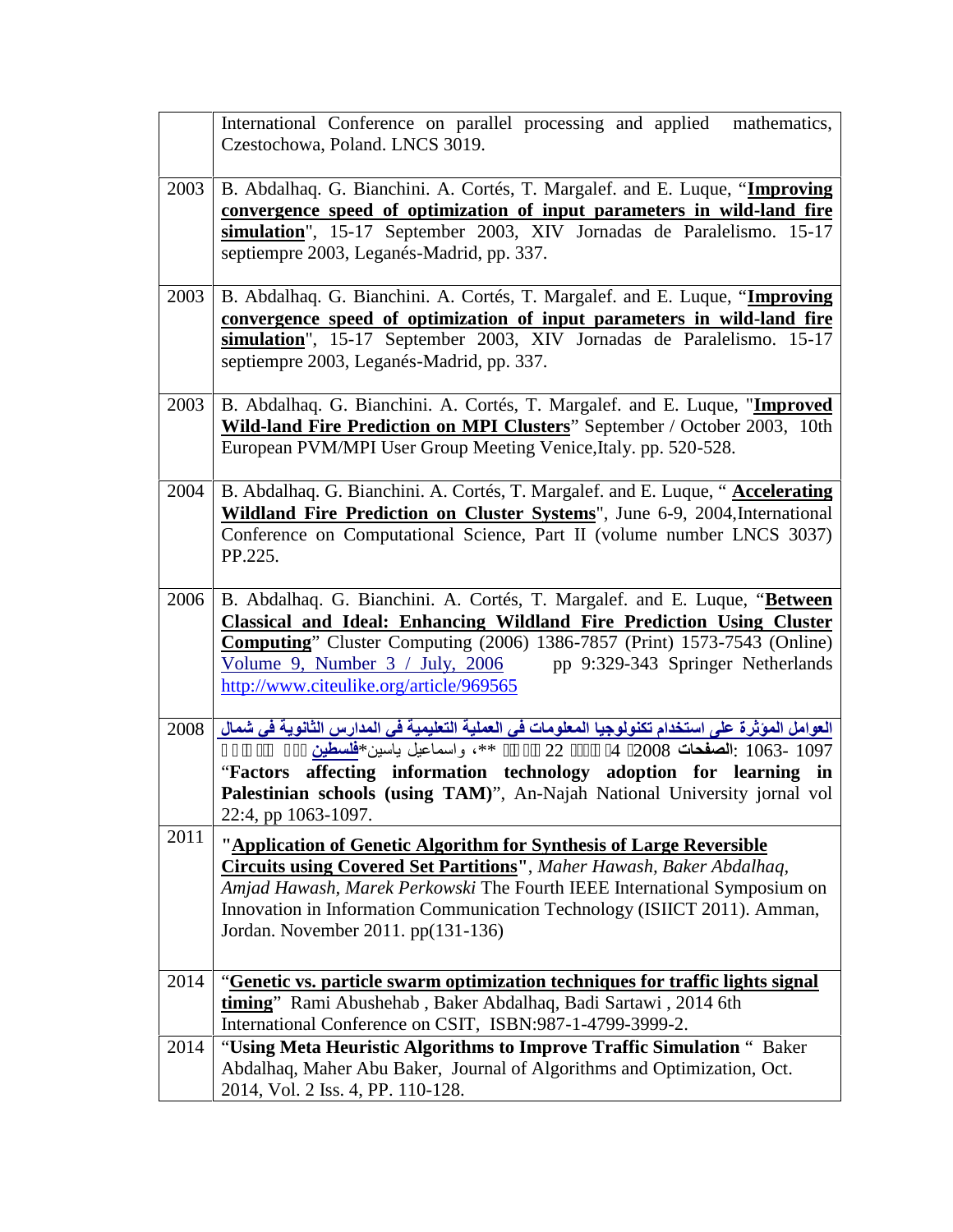| | |
|---|---|
| | International Conference on parallel processing and applied mathematics, Czestochowa, Poland. LNCS 3019. |
| 2003 | B. Abdalhaq. G. Bianchini. A. Cortés, T. Margalef. and E. Luque, "**Improving convergence speed of optimization of input parameters in wild-land fire simulation**", 15-17 September 2003, XIV Jornadas de Paralelismo. 15-17 septiempre 2003, Leganés-Madrid, pp. 337. |
| 2003 | B. Abdalhaq. G. Bianchini. A. Cortés, T. Margalef. and E. Luque, "**Improving convergence speed of optimization of input parameters in wild-land fire simulation**", 15-17 September 2003, XIV Jornadas de Paralelismo. 15-17 septiempre 2003, Leganés-Madrid, pp. 337. |
| 2003 | B. Abdalhaq. G. Bianchini. A. Cortés, T. Margalef. and E. Luque, "**Improved Wild-land Fire Prediction on MPI Clusters**" September / October 2003, 10th European PVM/MPI User Group Meeting Venice,Italy. pp. 520-528. |
| 2004 | B. Abdalhaq. G. Bianchini. A. Cortés, T. Margalef. and E. Luque, " **Accelerating Wildland Fire Prediction on Cluster Systems**", June 6-9, 2004,International Conference on Computational Science, Part II (volume number LNCS 3037) PP.225. |
| 2006 | B. Abdalhaq. G. Bianchini. A. Cortés, T. Margalef. and E. Luque, "**Between Classical and Ideal: Enhancing Wildland Fire Prediction Using Cluster Computing**" Cluster Computing (2006) 1386-7857 (Print) 1573-7543 (Online) Volume 9, Number 3 / July, 2006 pp 9:329-343 Springer Netherlands http://www.citeulike.org/article/969565 |
| 2008 | **العوامل المؤثرة على استخدام تكنولوجيا المعلومات في العملية التعليمية في المدارس الثانوية في شمال فلسطين** ياسين*، واسماعيل ** 22 4 2008 **الصفحات**: 1063- 1097 "**Factors affecting information technology adoption for learning in Palestinian schools (using TAM)**", An-Najah National University jornal vol 22:4, pp 1063-1097. |
| 2011 | "**Application of Genetic Algorithm for Synthesis of Large Reversible Circuits using Covered Set Partitions**", *Maher Hawash, Baker Abdalhaq, Amjad Hawash, Marek Perkowski* The Fourth IEEE International Symposium on Innovation in Information Communication Technology (ISIICT 2011). Amman, Jordan. November 2011. pp(131-136) |
| 2014 | "**Genetic vs. particle swarm optimization techniques for traffic lights signal timing**" Rami Abushehab , Baker Abdalhaq, Badi Sartawi , 2014 6th International Conference on CSIT, ISBN:987-1-4799-3999-2. |
| 2014 | "**Using Meta Heuristic Algorithms to Improve Traffic Simulation** " Baker Abdalhaq, Maher Abu Baker, Journal of Algorithms and Optimization, Oct. 2014, Vol. 2 Iss. 4, PP. 110-128. |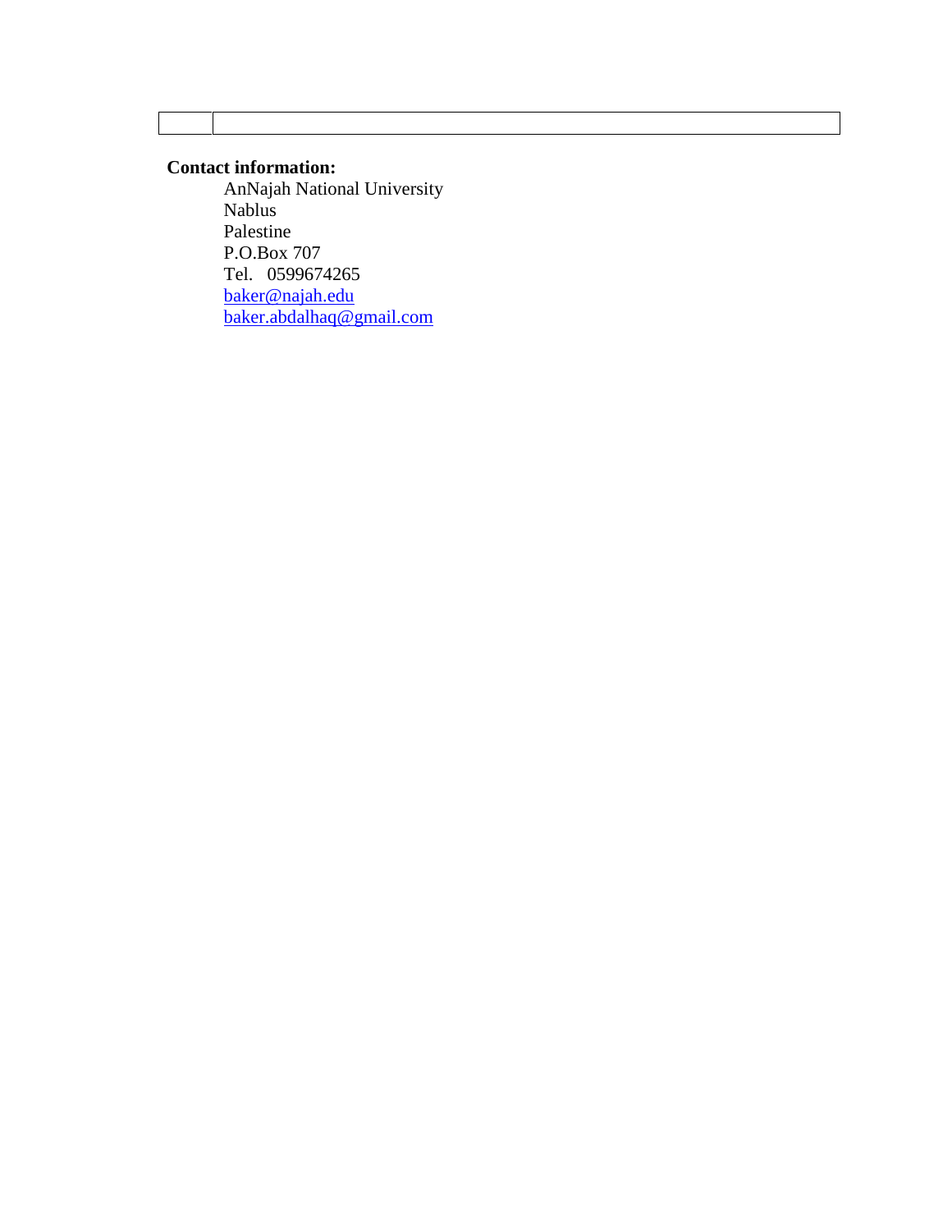| | |
|---|---|
| | |

**Contact information:**

AnNajah National University
Nablus
Palestine
P.O.Box 707
Tel. 0599674265
baker@najah.edu
baker.abdalhaq@gmail.com